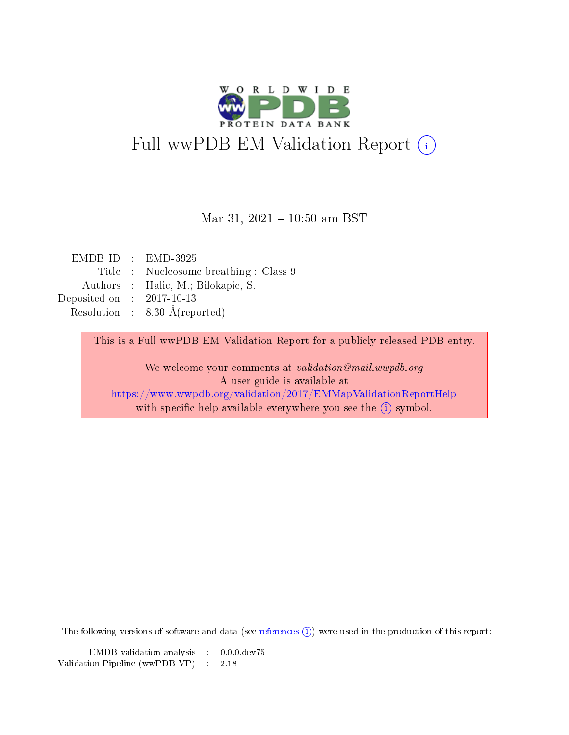# Full wwPDB EM Validation Report (i)

Mar 31, 2021 – 10:50 am BST

| | | |
|---|---|---|
| EMDB ID | : | EMD-3925 |
| Title | : | Nucleosome breathing : Class 9 |
| Authors | : | Halic, M.; Bilokapic, S. |
| Deposited on | : | 2017-10-13 |
| Resolution | : | 8.30 Å(reported) |

This is a Full wwPDB EM Validation Report for a publicly released PDB entry.

We welcome your comments at *validation@mail.wwpdb.org*
A user guide is available at
https://www.wwpdb.org/validation/2017/EMMapValidationReportHelp
with specific help available everywhere you see the (i) symbol.

---

The following versions of software and data (see references (i)) were used in the production of this report:

| | | |
|---|---|---|
| EMDB validation analysis | : | 0.0.0.dev75 |
| Validation Pipeline (wwPDB-VP) | : | 2.18 |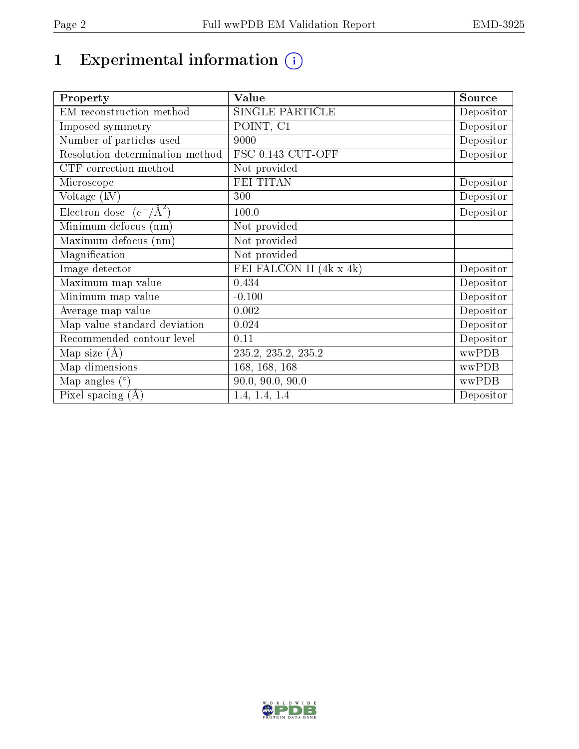# 1 Experimental information

| Property | Value | Source |
|---|---|---|
| EM reconstruction method | SINGLE PARTICLE | Depositor |
| Imposed symmetry | POINT, C1 | Depositor |
| Number of particles used | 9000 | Depositor |
| Resolution determination method | FSC 0.143 CUT-OFF | Depositor |
| CTF correction method | Not provided | |
| Microscope | FEI TITAN | Depositor |
| Voltage (kV) | 300 | Depositor |
| Electron dose $(e^-/\text{Å}^2)$ | 100.0 | Depositor |
| Minimum defocus (nm) | Not provided | |
| Maximum defocus (nm) | Not provided | |
| Magnification | Not provided | |
| Image detector | FEI FALCON II (4k x 4k) | Depositor |
| Maximum map value | 0.434 | Depositor |
| Minimum map value | -0.100 | Depositor |
| Average map value | 0.002 | Depositor |
| Map value standard deviation | 0.024 | Depositor |
| Recommended contour level | 0.11 | Depositor |
| Map size (Å) | 235.2, 235.2, 235.2 | wwPDB |
| Map dimensions | 168, 168, 168 | wwPDB |
| Map angles (°) | 90.0, 90.0, 90.0 | wwPDB |
| Pixel spacing (Å) | 1.4, 1.4, 1.4 | Depositor |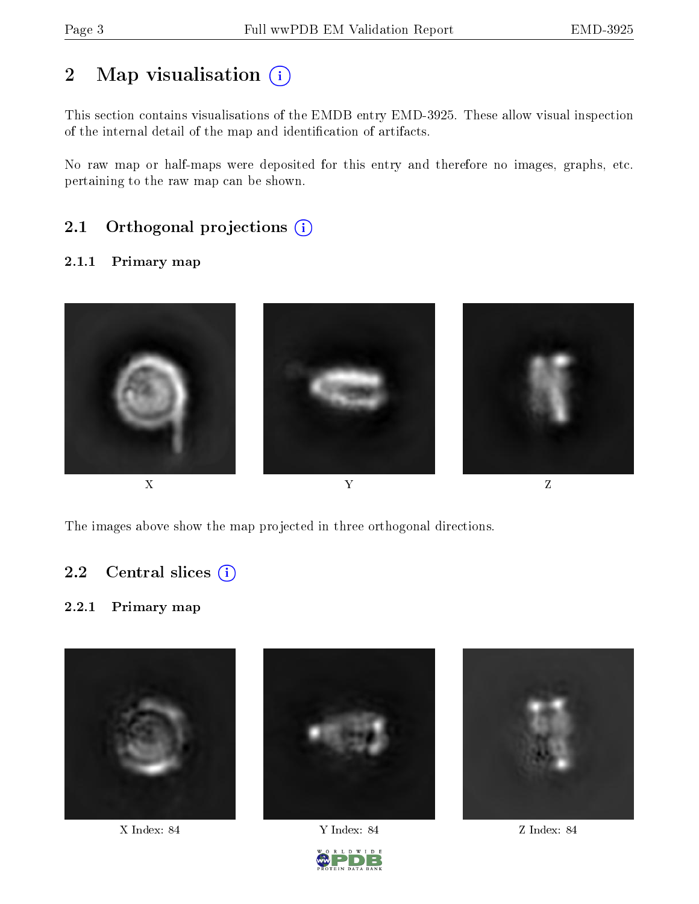## 2 Map visualisation

This section contains visualisations of the EMDB entry EMD-3925. These allow visual inspection of the internal detail of the map and identification of artifacts.

No raw map or half-maps were deposited for this entry and therefore no images, graphs, etc. pertaining to the raw map can be shown.

### 2.1 Orthogonal projections

#### 2.1.1 Primary map

X

Y

Z

The images above show the map projected in three orthogonal directions.

### 2.2 Central slices

#### 2.2.1 Primary map

X Index: 84

Y Index: 84

Z Index: 84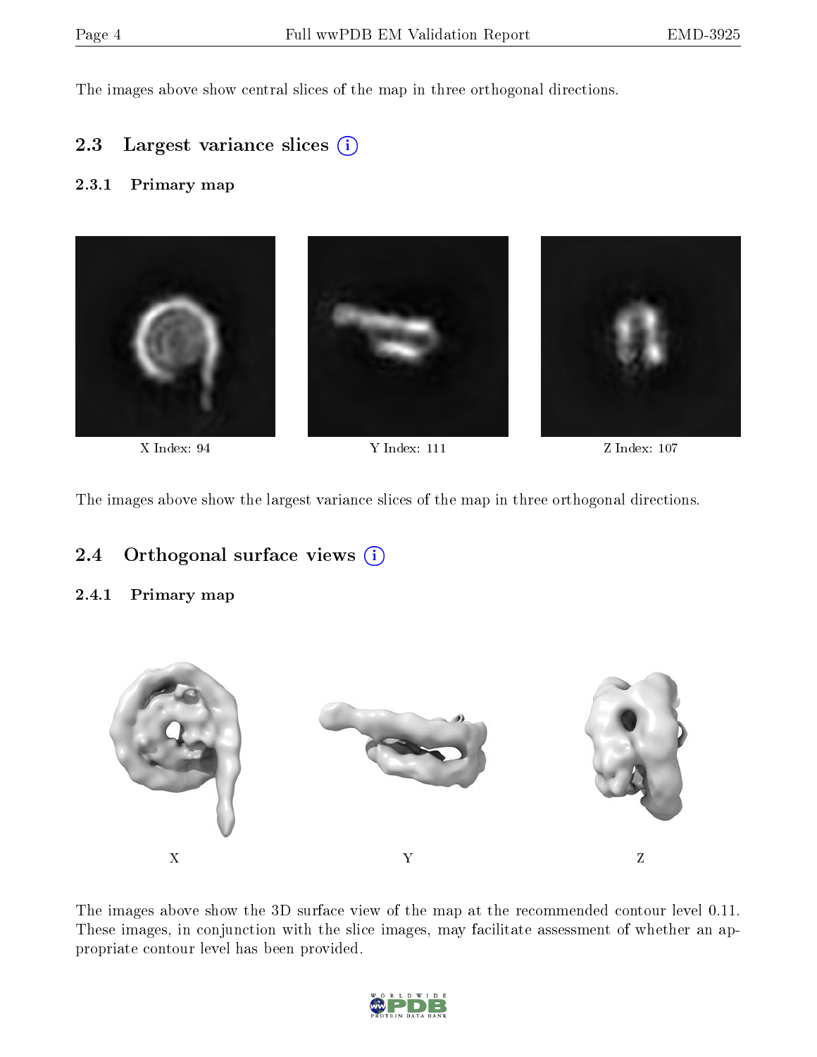The images above show central slices of the map in three orthogonal directions.

## 2.3 Largest variance slices

### 2.3.1 Primary map

X Index: 94

Y Index: 111

Z Index: 107

The images above show the largest variance slices of the map in three orthogonal directions.

## 2.4 Orthogonal surface views

### 2.4.1 Primary map

X

Y

Z

The images above show the 3D surface view of the map at the recommended contour level 0.11. These images, in conjunction with the slice images, may facilitate assessment of whether an appropriate contour level has been provided.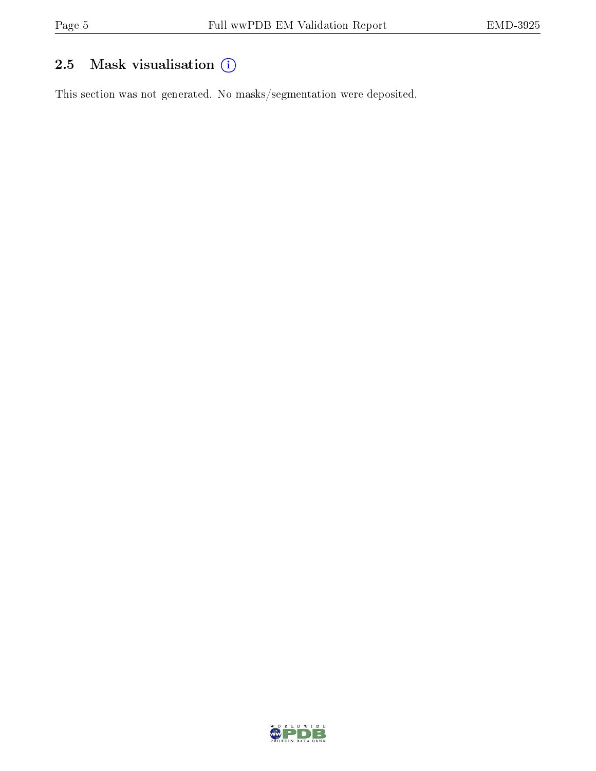## 2.5 Mask visualisation

This section was not generated. No masks/segmentation were deposited.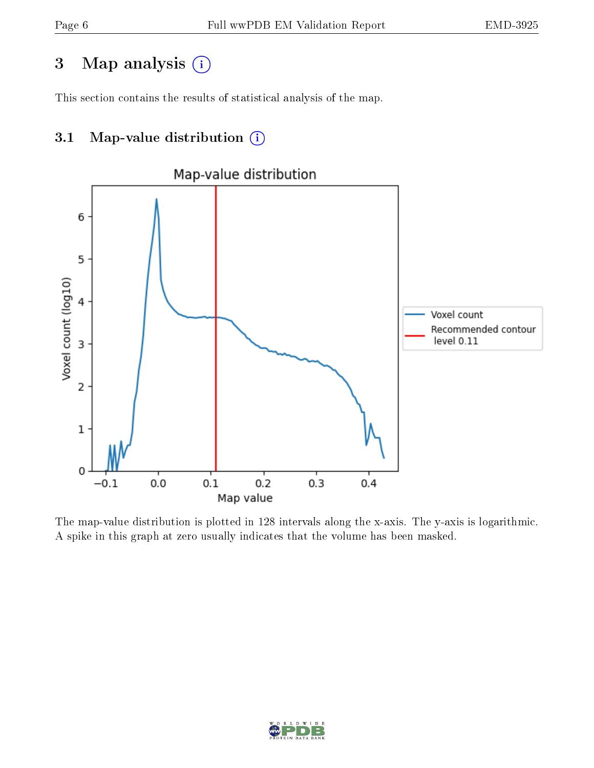# 3 Map analysis

This section contains the results of statistical analysis of the map.

## 3.1 Map-value distribution

The map-value distribution is plotted in 128 intervals along the x-axis. The y-axis is logarithmic. A spike in this graph at zero usually indicates that the volume has been masked.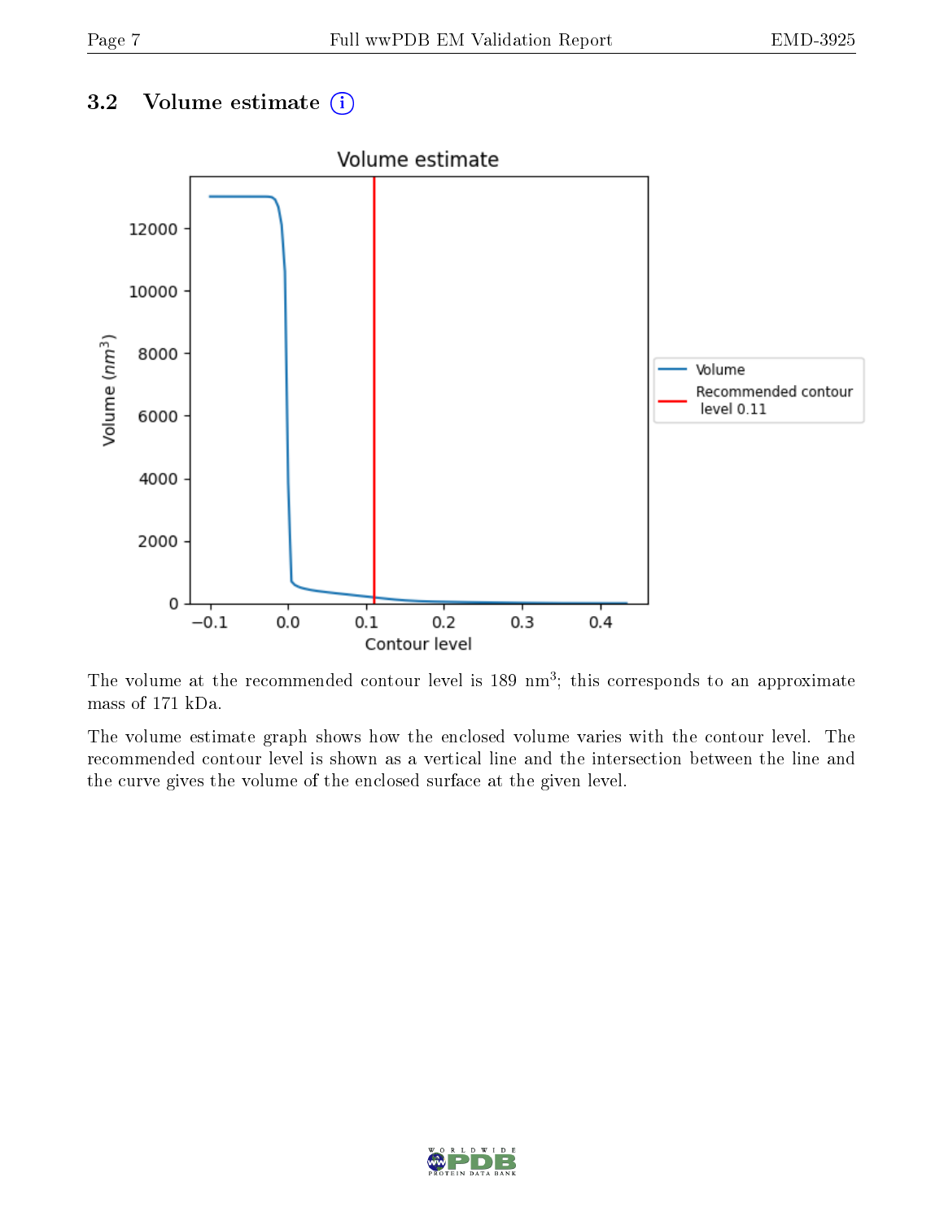### 3.2 Volume estimate (i)

The volume at the recommended contour level is 189 $nm^3$; this corresponds to an approximate mass of 171 kDa.

The volume estimate graph shows how the enclosed volume varies with the contour level. The recommended contour level is shown as a vertical line and the intersection between the line and the curve gives the volume of the enclosed surface at the given level.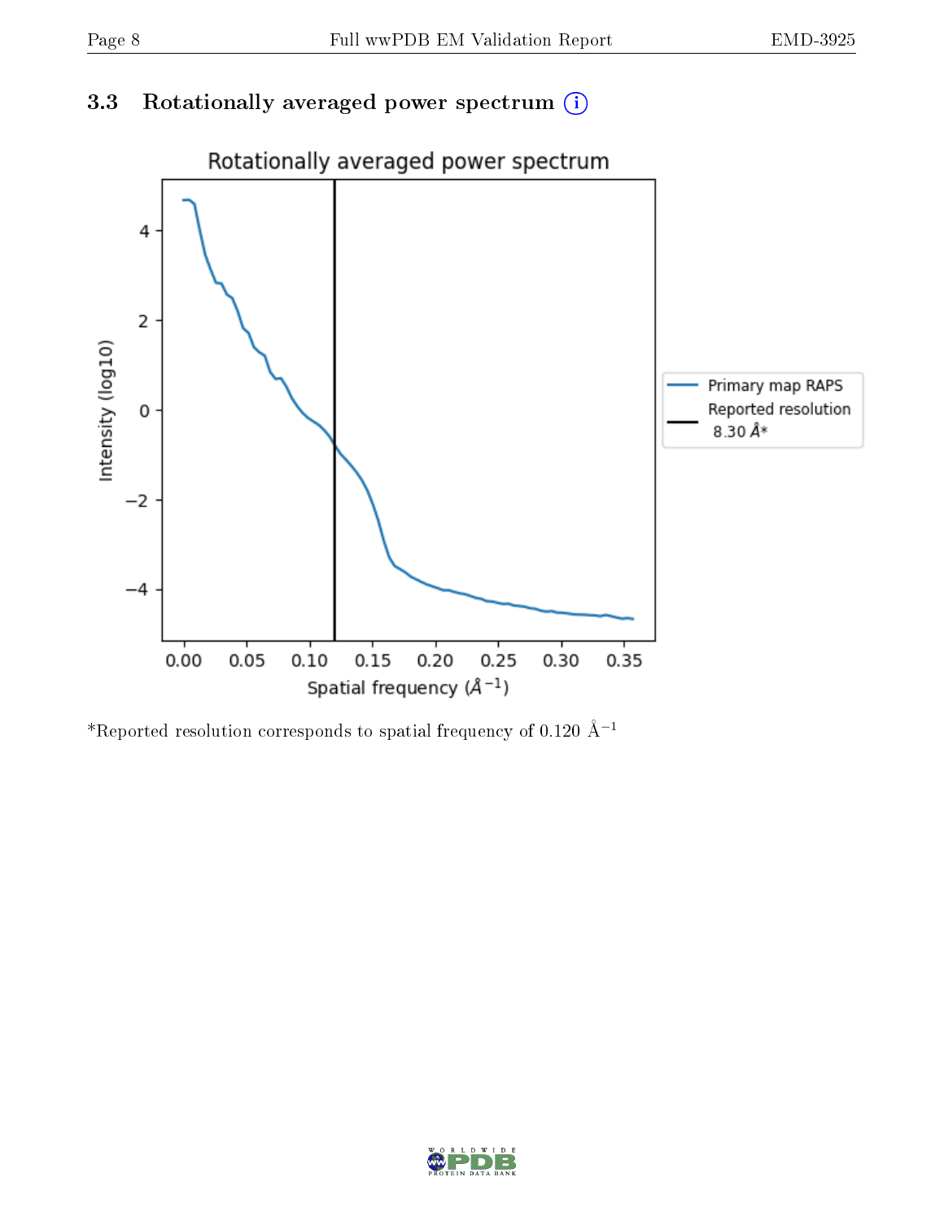### 3.3 Rotationally averaged power spectrum (i)

*Reported resolution corresponds to spatial frequency of 0.120 $Å^{-1}$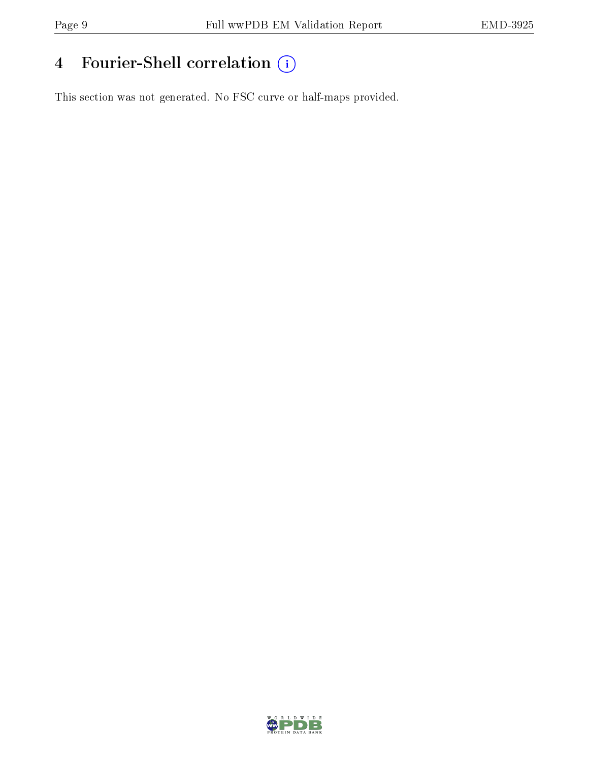# 4 Fourier-Shell correlation

This section was not generated. No FSC curve or half-maps provided.